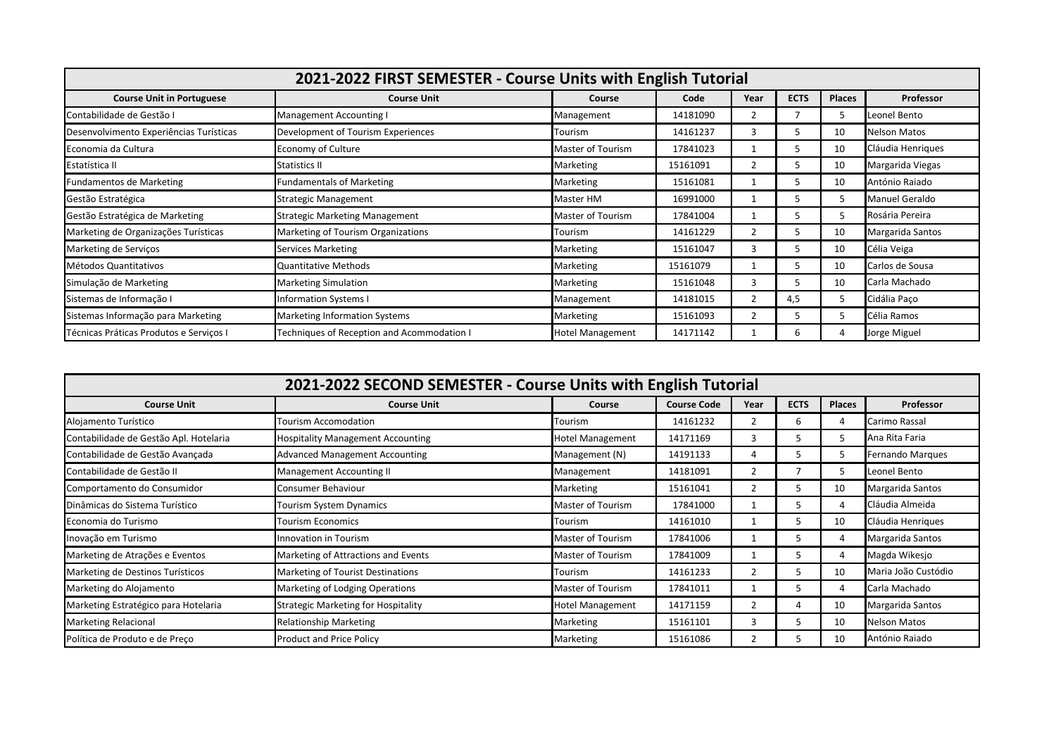| 2021-2022 FIRST SEMESTER - Course Units with English Tutorial | | | | | | | |
|---|---|---|---|---|---|---|---|
| **Course Unit in Portuguese** | **Course Unit** | **Course** | **Code** | **Year** | **ECTS** | **Places** | **Professor** |
| Contabilidade de Gestão I | Management Accounting I | Management | 14181090 | 2 | 7 | 5 | Leonel Bento |
| Desenvolvimento Experiências Turísticas | Development of Tourism Experiences | Tourism | 14161237 | 3 | 5 | 10 | Nelson Matos |
| Economia da Cultura | Economy of Culture | Master of Tourism | 17841023 | 1 | 5 | 10 | Cláudia Henriques |
| Estatística II | Statistics II | Marketing | 15161091 | 2 | 5 | 10 | Margarida Viegas |
| Fundamentos de Marketing | Fundamentals of Marketing | Marketing | 15161081 | 1 | 5 | 10 | António Raiado |
| Gestão Estratégica | Strategic Management | Master HM | 16991000 | 1 | 5 | 5 | Manuel Geraldo |
| Gestão Estratégica de Marketing | Strategic Marketing Management | Master of Tourism | 17841004 | 1 | 5 | 5 | Rosária Pereira |
| Marketing de Organizações Turísticas | Marketing of Tourism Organizations | Tourism | 14161229 | 2 | 5 | 10 | Margarida Santos |
| Marketing de Serviços | Services Marketing | Marketing | 15161047 | 3 | 5 | 10 | Célia Veiga |
| Métodos Quantitativos | Quantitative Methods | Marketing | 15161079 | 1 | 5 | 10 | Carlos de Sousa |
| Simulação de Marketing | Marketing Simulation | Marketing | 15161048 | 3 | 5 | 10 | Carla Machado |
| Sistemas de Informação I | Information Systems I | Management | 14181015 | 2 | 4,5 | 5 | Cidália Paço |
| Sistemas Informação para Marketing | Marketing Information Systems | Marketing | 15161093 | 2 | 5 | 5 | Célia Ramos |
| Técnicas Práticas Produtos e Serviços I | Techniques of Reception and Acommodation I | Hotel Management | 14171142 | 1 | 6 | 4 | Jorge Miguel |

| 2021-2022 SECOND SEMESTER - Course Units with English Tutorial | | | | | | | |
|---|---|---|---|---|---|---|---|
| **Course Unit** | **Course Unit** | **Course** | **Course Code** | **Year** | **ECTS** | **Places** | **Professor** |
| Alojamento Turístico | Tourism Accomodation | Tourism | 14161232 | 2 | 6 | 4 | Carimo Rassal |
| Contabilidade de Gestão Apl. Hotelaria | Hospitality Management Accounting | Hotel Management | 14171169 | 3 | 5 | 5 | Ana Rita Faria |
| Contabilidade de Gestão Avançada | Advanced Management Accounting | Management (N) | 14191133 | 4 | 5 | 5 | Fernando Marques |
| Contabilidade de Gestão II | Management Accounting II | Management | 14181091 | 2 | 7 | 5 | Leonel Bento |
| Comportamento do Consumidor | Consumer Behaviour | Marketing | 15161041 | 2 | 5 | 10 | Margarida Santos |
| Dinâmicas do Sistema Turístico | Tourism System Dynamics | Master of Tourism | 17841000 | 1 | 5 | 4 | Cláudia Almeida |
| Economia do Turismo | Tourism Economics | Tourism | 14161010 | 1 | 5 | 10 | Cláudia Henriques |
| Inovação em Turismo | Innovation in Tourism | Master of Tourism | 17841006 | 1 | 5 | 4 | Margarida Santos |
| Marketing de Atrações e Eventos | Marketing of Attractions and Events | Master of Tourism | 17841009 | 1 | 5 | 4 | Magda Wikesjo |
| Marketing de Destinos Turísticos | Marketing of Tourist Destinations | Tourism | 14161233 | 2 | 5 | 10 | Maria João Custódio |
| Marketing do Alojamento | Marketing of Lodging Operations | Master of Tourism | 17841011 | 1 | 5 | 4 | Carla Machado |
| Marketing Estratégico para Hotelaria | Strategic Marketing for Hospitality | Hotel Management | 14171159 | 2 | 4 | 10 | Margarida Santos |
| Marketing Relacional | Relationship Marketing | Marketing | 15161101 | 3 | 5 | 10 | Nelson Matos |
| Política de Produto e de Preço | Product and Price Policy | Marketing | 15161086 | 2 | 5 | 10 | António Raiado |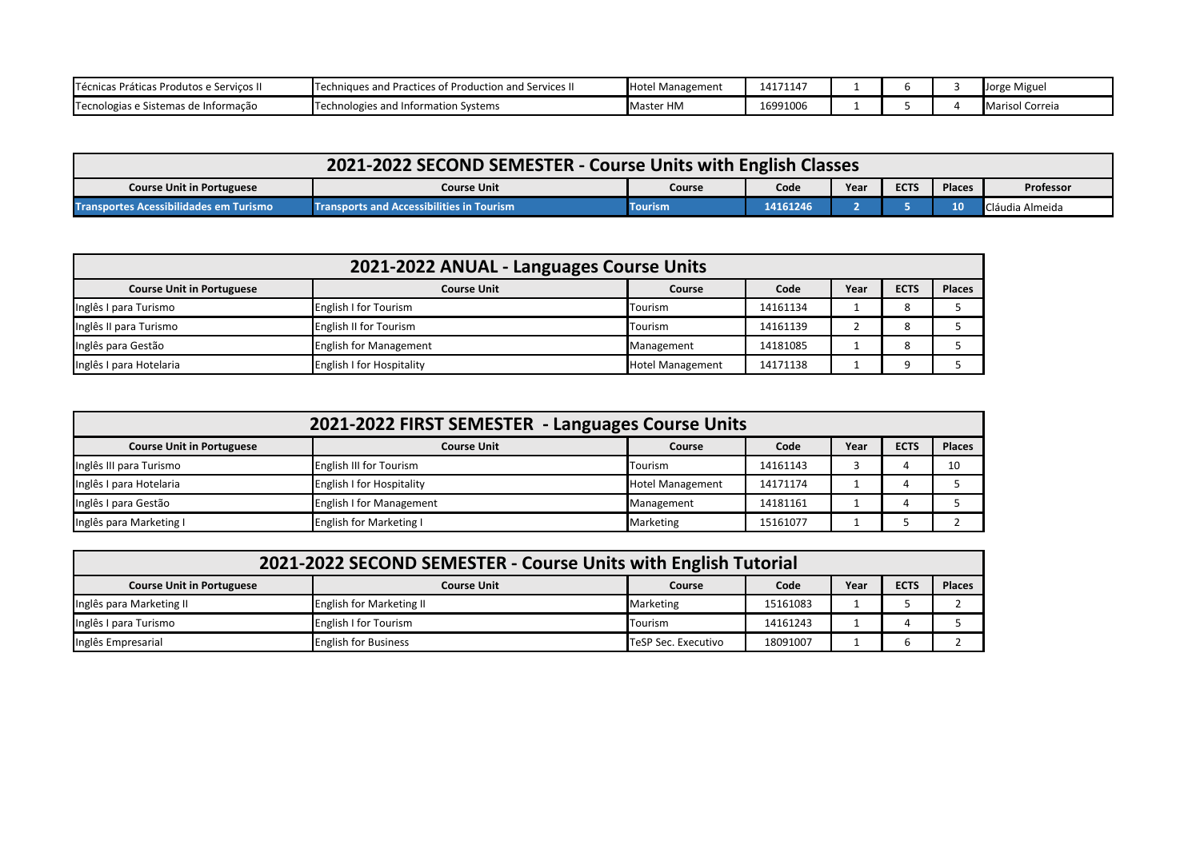| | | | | | | | |
|---|---|---|---|---|---|---|---|
| Técnicas Práticas Produtos e Serviços II | Techniques and Practices of Production and Services II | Hotel Management | 14171147 | 1 | 6 | 3 | Jorge Miguel |
| Tecnologias e Sistemas de Informação | Technologies and Information Systems | Master HM | 16991006 | 1 | 5 | 4 | Marisol Correia |

## 2021-2022 SECOND SEMESTER - Course Units with English Classes

| Course Unit in Portuguese | Course Unit | Course | Code | Year | ECTS | Places | Professor |
|---|---|---|---|---|---|---|---|
| **Transportes Acessibilidades em Turismo** | **Transports and Accessibilities in Tourism** | **Tourism** | **14161246** | **2** | **5** | **10** | Cláudia Almeida |

## 2021-2022 ANUAL - Languages Course Units

| Course Unit in Portuguese | Course Unit | Course | Code | Year | ECTS | Places |
|---|---|---|---|---|---|---|
| Inglês I para Turismo | English I for Tourism | Tourism | 14161134 | 1 | 8 | 5 |
| Inglês II para Turismo | English II for Tourism | Tourism | 14161139 | 2 | 8 | 5 |
| Inglês para Gestão | English for Management | Management | 14181085 | 1 | 8 | 5 |
| Inglês I para Hotelaria | English I for Hospitality | Hotel Management | 14171138 | 1 | 9 | 5 |

## 2021-2022 FIRST SEMESTER - Languages Course Units

| Course Unit in Portuguese | Course Unit | Course | Code | Year | ECTS | Places |
|---|---|---|---|---|---|---|
| Inglês III para Turismo | English III for Tourism | Tourism | 14161143 | 3 | 4 | 10 |
| Inglês I para Hotelaria | English I for Hospitality | Hotel Management | 14171174 | 1 | 4 | 5 |
| Inglês I para Gestão | English I for Management | Management | 14181161 | 1 | 4 | 5 |
| Inglês para Marketing I | English for Marketing I | Marketing | 15161077 | 1 | 5 | 2 |

## 2021-2022 SECOND SEMESTER - Course Units with English Tutorial

| Course Unit in Portuguese | Course Unit | Course | Code | Year | ECTS | Places |
|---|---|---|---|---|---|---|
| Inglês para Marketing II | English for Marketing II | Marketing | 15161083 | 1 | 5 | 2 |
| Inglês I para Turismo | English I for Tourism | Tourism | 14161243 | 1 | 4 | 5 |
| Inglês Empresarial | English for Business | TeSP Sec. Executivo | 18091007 | 1 | 6 | 2 |